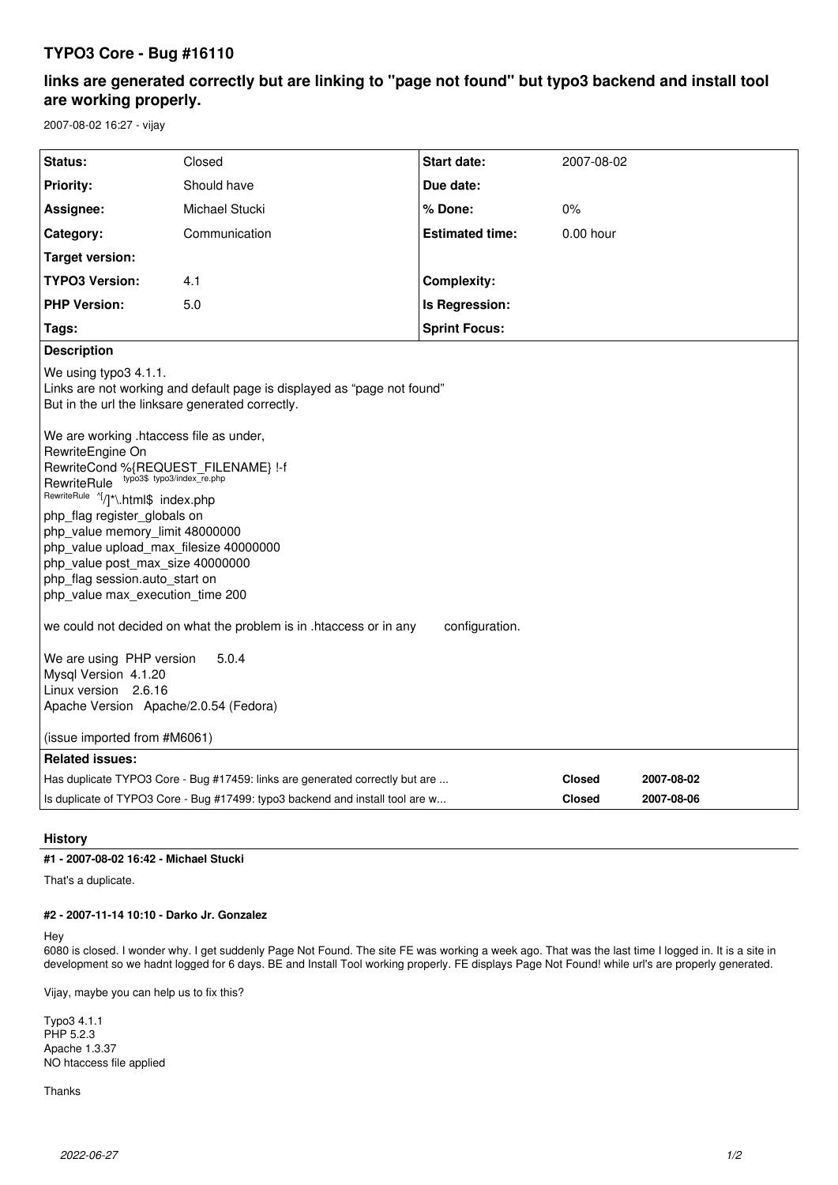# TYPO3 Core - Bug #16110

## links are generated correctly but are linking to "page not found" but typo3 backend and install tool are working properly.

2007-08-02 16:27 - vijay

| Status: | Closed | Start date: | 2007-08-02 |
|---|---|---|---|
| Priority: | Should have | Due date: | |
| Assignee: | Michael Stucki | % Done: | 0% |
| Category: | Communication | Estimated time: | 0.00 hour |
| Target version: | | | |
| TYPO3 Version: | 4.1 | Complexity: | |
| PHP Version: | 5.0 | Is Regression: | |
| Tags: | | Sprint Focus: | |

**Description**

We using typo3 4.1.1.
Links are not working and default page is displayed as "page not found"
But in the url the linksare generated correctly.

We are working .htaccess file as under,
RewriteEngine On
RewriteCond %{REQUEST_FILENAME} !-f
RewriteRule typo3$ typo3/index_re.php
RewriteRule ^[/]*\.html$ index.php
php_flag register_globals on
php_value memory_limit 48000000
php_value upload_max_filesize 40000000
php_value post_max_size 40000000
php_flag session.auto_start on
php_value max_execution_time 200

we could not decided on what the problem is in .htaccess or in any configuration.

We are using PHP version 5.0.4
Mysql Version 4.1.20
Linux version 2.6.16
Apache Version Apache/2.0.54 (Fedora)

(issue imported from #M6061)

**Related issues:**

| | | |
|---|---|---|
| Has duplicate TYPO3 Core - Bug #17459: links are generated correctly but are ... | Closed | 2007-08-02 |
| Is duplicate of TYPO3 Core - Bug #17499: typo3 backend and install tool are w... | Closed | 2007-08-06 |

## History

### #1 - 2007-08-02 16:42 - Michael Stucki

That's a duplicate.

### #2 - 2007-11-14 10:10 - Darko Jr. Gonzalez

Hey
6080 is closed. I wonder why. I get suddenly Page Not Found. The site FE was working a week ago. That was the last time I logged in. It is a site in development so we hadnt logged for 6 days. BE and Install Tool working properly. FE displays Page Not Found! while url's are properly generated.

Vijay, maybe you can help us to fix this?

Typo3 4.1.1
PHP 5.2.3
Apache 1.3.37
NO htaccess file applied

Thanks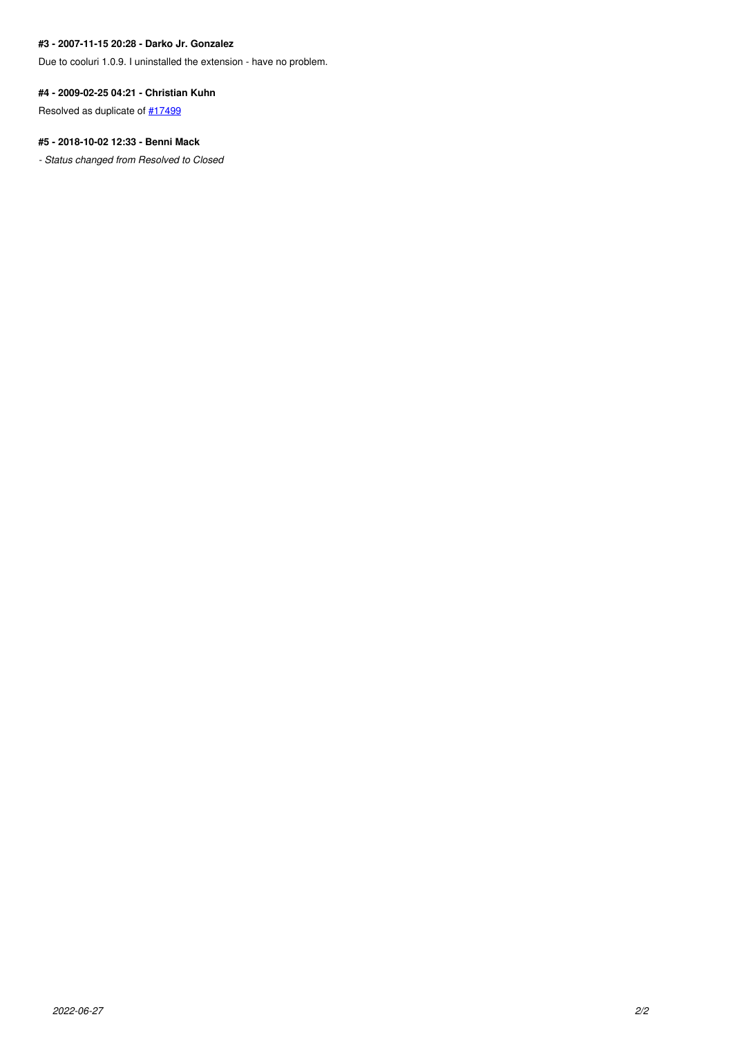#### #3 - 2007-11-15 20:28 - Darko Jr. Gonzalez

Due to cooluri 1.0.9. I uninstalled the extension - have no problem.

#### #4 - 2009-02-25 04:21 - Christian Kuhn

Resolved as duplicate of #17499

#### #5 - 2018-10-02 12:33 - Benni Mack

*- Status changed from Resolved to Closed*